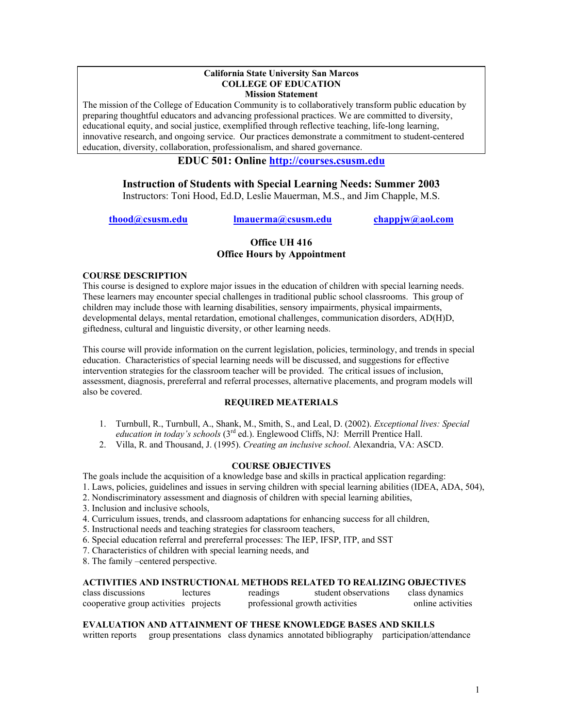**California State University San Marcos**
**COLLEGE OF EDUCATION**
**Mission Statement**

The mission of the College of Education Community is to collaboratively transform public education by preparing thoughtful educators and advancing professional practices. We are committed to diversity, educational equity, and social justice, exemplified through reflective teaching, life-long learning, innovative research, and ongoing service. Our practices demonstrate a commitment to student-centered education, diversity, collaboration, professionalism, and shared governance.

# EDUC 501: Online http://courses.csusm.edu

## Instruction of Students with Special Learning Needs: Summer 2003

Instructors: Toni Hood, Ed.D, Leslie Mauerman, M.S., and Jim Chapple, M.S.

**thood@csusm.edu** **lmauerma@csusm.edu** **chappjw@aol.com**

**Office UH 416**
**Office Hours by Appointment**

### COURSE DESCRIPTION

This course is designed to explore major issues in the education of children with special learning needs. These learners may encounter special challenges in traditional public school classrooms. This group of children may include those with learning disabilities, sensory impairments, physical impairments, developmental delays, mental retardation, emotional challenges, communication disorders, AD(H)D, giftedness, cultural and linguistic diversity, or other learning needs.

This course will provide information on the current legislation, policies, terminology, and trends in special education. Characteristics of special learning needs will be discussed, and suggestions for effective intervention strategies for the classroom teacher will be provided. The critical issues of inclusion, assessment, diagnosis, prereferral and referral processes, alternative placements, and program models will also be covered.

### REQUIRED MEATERIALS

1. Turnbull, R., Turnbull, A., Shank, M., Smith, S., and Leal, D. (2002). *Exceptional lives: Special education in today's schools* (3rd ed.). Englewood Cliffs, NJ: Merrill Prentice Hall.
2. Villa, R. and Thousand, J. (1995). *Creating an inclusive school*. Alexandria, VA: ASCD.

### COURSE OBJECTIVES

The goals include the acquisition of a knowledge base and skills in practical application regarding:

1. Laws, policies, guidelines and issues in serving children with special learning abilities (IDEA, ADA, 504),
2. Nondiscriminatory assessment and diagnosis of children with special learning abilities,
3. Inclusion and inclusive schools,
4. Curriculum issues, trends, and classroom adaptations for enhancing success for all children,
5. Instructional needs and teaching strategies for classroom teachers,
6. Special education referral and prereferral processes: The IEP, IFSP, ITP, and SST
7. Characteristics of children with special learning needs, and
8. The family –centered perspective.

### ACTIVITIES AND INSTRUCTIONAL METHODS RELATED TO REALIZING OBJECTIVES

class discussions, lectures, readings, student observations, class dynamics, cooperative group activities, projects, professional growth activities, online activities

### EVALUATION AND ATTAINMENT OF THESE KNOWLEDGE BASES AND SKILLS

written reports, group presentations, class dynamics, annotated bibliography, participation/attendance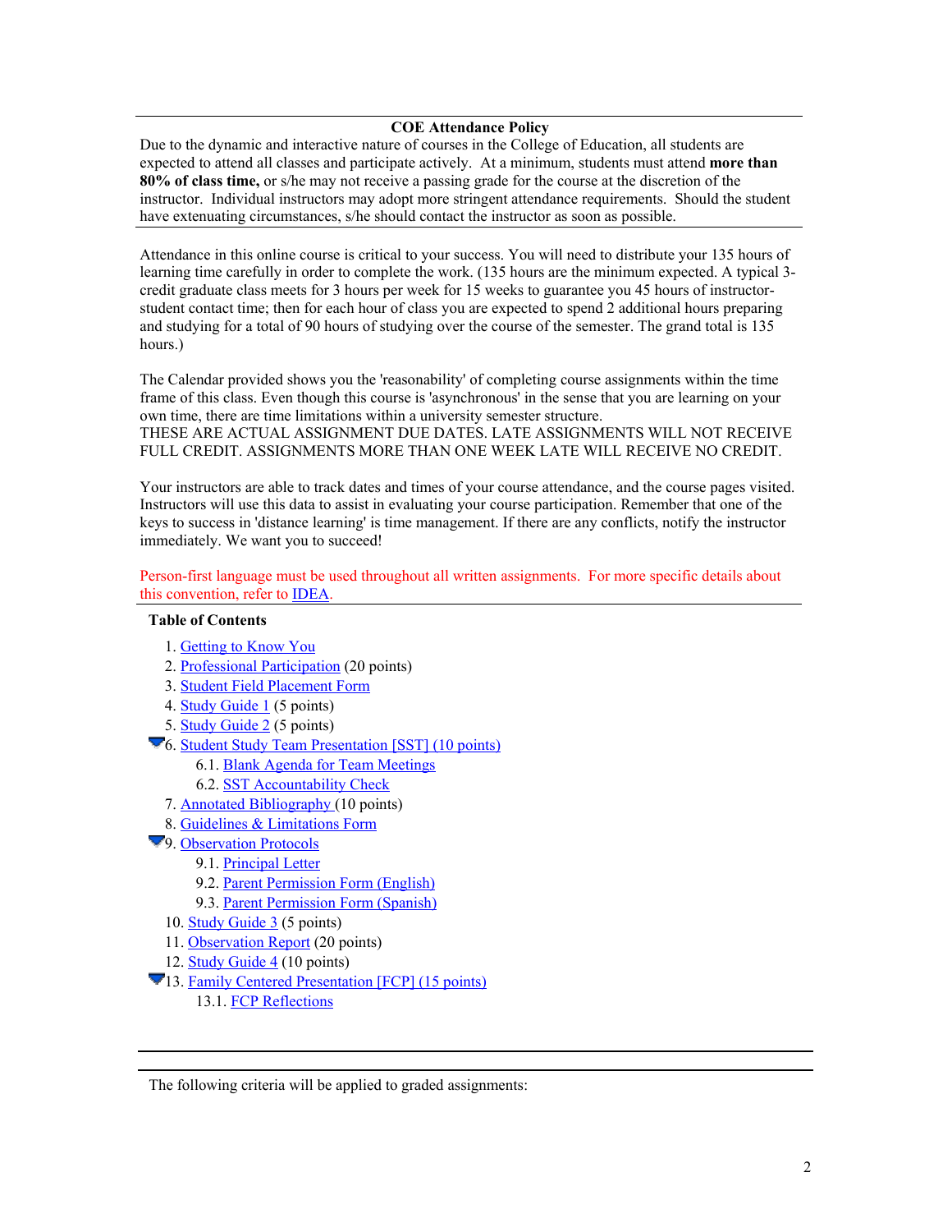**COE Attendance Policy**

Due to the dynamic and interactive nature of courses in the College of Education, all students are expected to attend all classes and participate actively. At a minimum, students must attend **more than 80% of class time,** or s/he may not receive a passing grade for the course at the discretion of the instructor. Individual instructors may adopt more stringent attendance requirements. Should the student have extenuating circumstances, s/he should contact the instructor as soon as possible.

Attendance in this online course is critical to your success. You will need to distribute your 135 hours of learning time carefully in order to complete the work. (135 hours are the minimum expected. A typical 3-credit graduate class meets for 3 hours per week for 15 weeks to guarantee you 45 hours of instructor-student contact time; then for each hour of class you are expected to spend 2 additional hours preparing and studying for a total of 90 hours of studying over the course of the semester. The grand total is 135 hours.)

The Calendar provided shows you the 'reasonability' of completing course assignments within the time frame of this class. Even though this course is 'asynchronous' in the sense that you are learning on your own time, there are time limitations within a university semester structure.
THESE ARE ACTUAL ASSIGNMENT DUE DATES. LATE ASSIGNMENTS WILL NOT RECEIVE FULL CREDIT. ASSIGNMENTS MORE THAN ONE WEEK LATE WILL RECEIVE NO CREDIT.

Your instructors are able to track dates and times of your course attendance, and the course pages visited. Instructors will use this data to assist in evaluating your course participation. Remember that one of the keys to success in 'distance learning' is time management. If there are any conflicts, notify the instructor immediately. We want you to succeed!

Person-first language must be used throughout all written assignments. For more specific details about this convention, refer to IDEA.

**Table of Contents**

1. Getting to Know You
2. Professional Participation (20 points)
3. Student Field Placement Form
4. Study Guide 1 (5 points)
5. Study Guide 2 (5 points)
6. Student Study Team Presentation [SST] (10 points)
   - 6.1. Blank Agenda for Team Meetings
   - 6.2. SST Accountability Check
7. Annotated Bibliography (10 points)
8. Guidelines & Limitations Form
9. Observation Protocols
   - 9.1. Principal Letter
   - 9.2. Parent Permission Form (English)
   - 9.3. Parent Permission Form (Spanish)
10. Study Guide 3 (5 points)
11. Observation Report (20 points)
12. Study Guide 4 (10 points)
13. Family Centered Presentation [FCP] (15 points)
    - 13.1. FCP Reflections

---

The following criteria will be applied to graded assignments: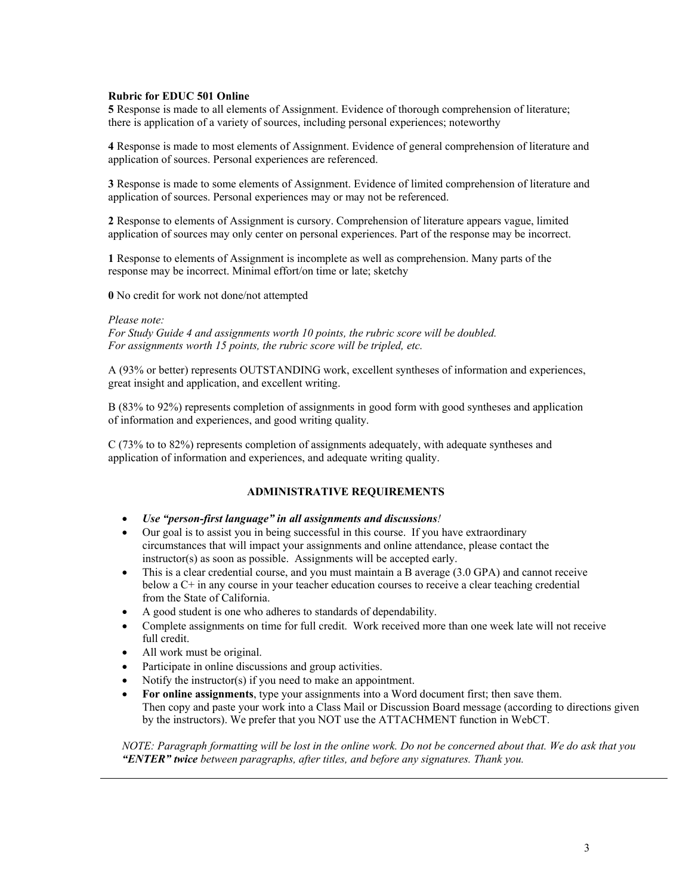**Rubric for EDUC 501 Online**

**5** Response is made to all elements of Assignment. Evidence of thorough comprehension of literature; there is application of a variety of sources, including personal experiences; noteworthy

**4** Response is made to most elements of Assignment. Evidence of general comprehension of literature and application of sources. Personal experiences are referenced.

**3** Response is made to some elements of Assignment. Evidence of limited comprehension of literature and application of sources. Personal experiences may or may not be referenced.

**2** Response to elements of Assignment is cursory. Comprehension of literature appears vague, limited application of sources may only center on personal experiences. Part of the response may be incorrect.

**1** Response to elements of Assignment is incomplete as well as comprehension. Many parts of the response may be incorrect. Minimal effort/on time or late; sketchy

**0** No credit for work not done/not attempted

*Please note:*
*For Study Guide 4 and assignments worth 10 points, the rubric score will be doubled.*
*For assignments worth 15 points, the rubric score will be tripled, etc.*

A (93% or better) represents OUTSTANDING work, excellent syntheses of information and experiences, great insight and application, and excellent writing.

B (83% to 92%) represents completion of assignments in good form with good syntheses and application of information and experiences, and good writing quality.

C (73% to to 82%) represents completion of assignments adequately, with adequate syntheses and application of information and experiences, and adequate writing quality.

## ADMINISTRATIVE REQUIREMENTS

- ***Use "person-first language" in all assignments and discussions****!*
- Our goal is to assist you in being successful in this course. If you have extraordinary circumstances that will impact your assignments and online attendance, please contact the instructor(s) as soon as possible. Assignments will be accepted early.
- This is a clear credential course, and you must maintain a B average (3.0 GPA) and cannot receive below a C+ in any course in your teacher education courses to receive a clear teaching credential from the State of California.
- A good student is one who adheres to standards of dependability.
- Complete assignments on time for full credit. Work received more than one week late will not receive full credit.
- All work must be original.
- Participate in online discussions and group activities.
- Notify the instructor(s) if you need to make an appointment.
- **For online assignments**, type your assignments into a Word document first; then save them. Then copy and paste your work into a Class Mail or Discussion Board message (according to directions given by the instructors). We prefer that you NOT use the ATTACHMENT function in WebCT.

*NOTE: Paragraph formatting will be lost in the online work. Do not be concerned about that. We do ask that you* ***"ENTER" twice*** *between paragraphs, after titles, and before any signatures. Thank you.*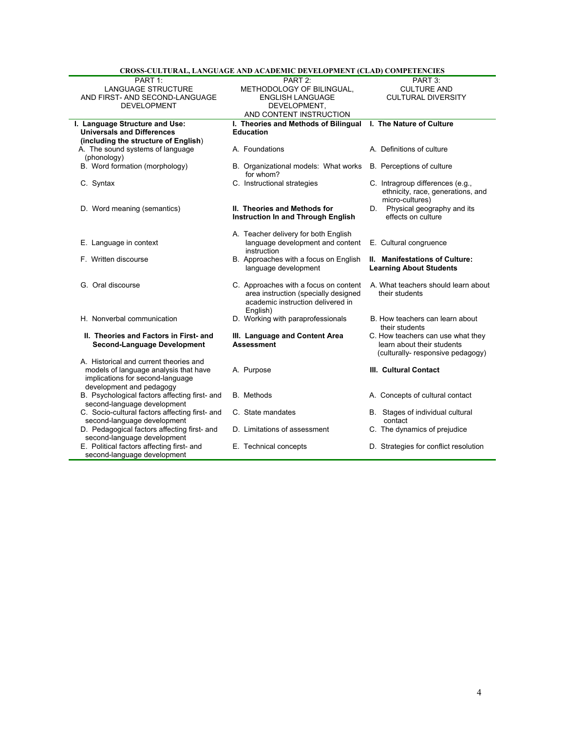**CROSS-CULTURAL, LANGUAGE AND ACADEMIC DEVELOPMENT (CLAD) COMPETENCIES**

| PART 1: LANGUAGE STRUCTURE AND FIRST- AND SECOND-LANGUAGE DEVELOPMENT | PART 2: METHODOLOGY OF BILINGUAL, ENGLISH LANGUAGE DEVELOPMENT, AND CONTENT INSTRUCTION | PART 3: CULTURE AND CULTURAL DIVERSITY |
|---|---|---|
| **I. Language Structure and Use: Universals and Differences (including the structure of English)** | **I. Theories and Methods of Bilingual Education** | **I. The Nature of Culture** |
| A. The sound systems of language (phonology) | A. Foundations | A. Definitions of culture |
| B. Word formation (morphology) | B. Organizational models: What works for whom? | B. Perceptions of culture |
| C. Syntax | C. Instructional strategies | C. Intragroup differences (e.g., ethnicity, race, generations, and micro-cultures) |
| D. Word meaning (semantics) | **II. Theories and Methods for Instruction In and Through English** | D. Physical geography and its effects on culture |
| E. Language in context | A. Teacher delivery for both English language development and content instruction | E. Cultural congruence |
| F. Written discourse | B. Approaches with a focus on English language development | **II. Manifestations of Culture: Learning About Students** |
| G. Oral discourse | C. Approaches with a focus on content area instruction (specially designed academic instruction delivered in English) | A. What teachers should learn about their students |
| H. Nonverbal communication | D. Working with paraprofessionals | B. How teachers can learn about their students |
| **II. Theories and Factors in First- and Second-Language Development** | **III. Language and Content Area Assessment** | C. How teachers can use what they learn about their students (culturally- responsive pedagogy) |
| A. Historical and current theories and models of language analysis that have implications for second-language development and pedagogy | A. Purpose | **III. Cultural Contact** |
| B. Psychological factors affecting first- and second-language development | B. Methods | A. Concepts of cultural contact |
| C. Socio-cultural factors affecting first- and second-language development | C. State mandates | B. Stages of individual cultural contact |
| D. Pedagogical factors affecting first- and second-language development | D. Limitations of assessment | C. The dynamics of prejudice |
| E. Political factors affecting first- and second-language development | E. Technical concepts | D. Strategies for conflict resolution |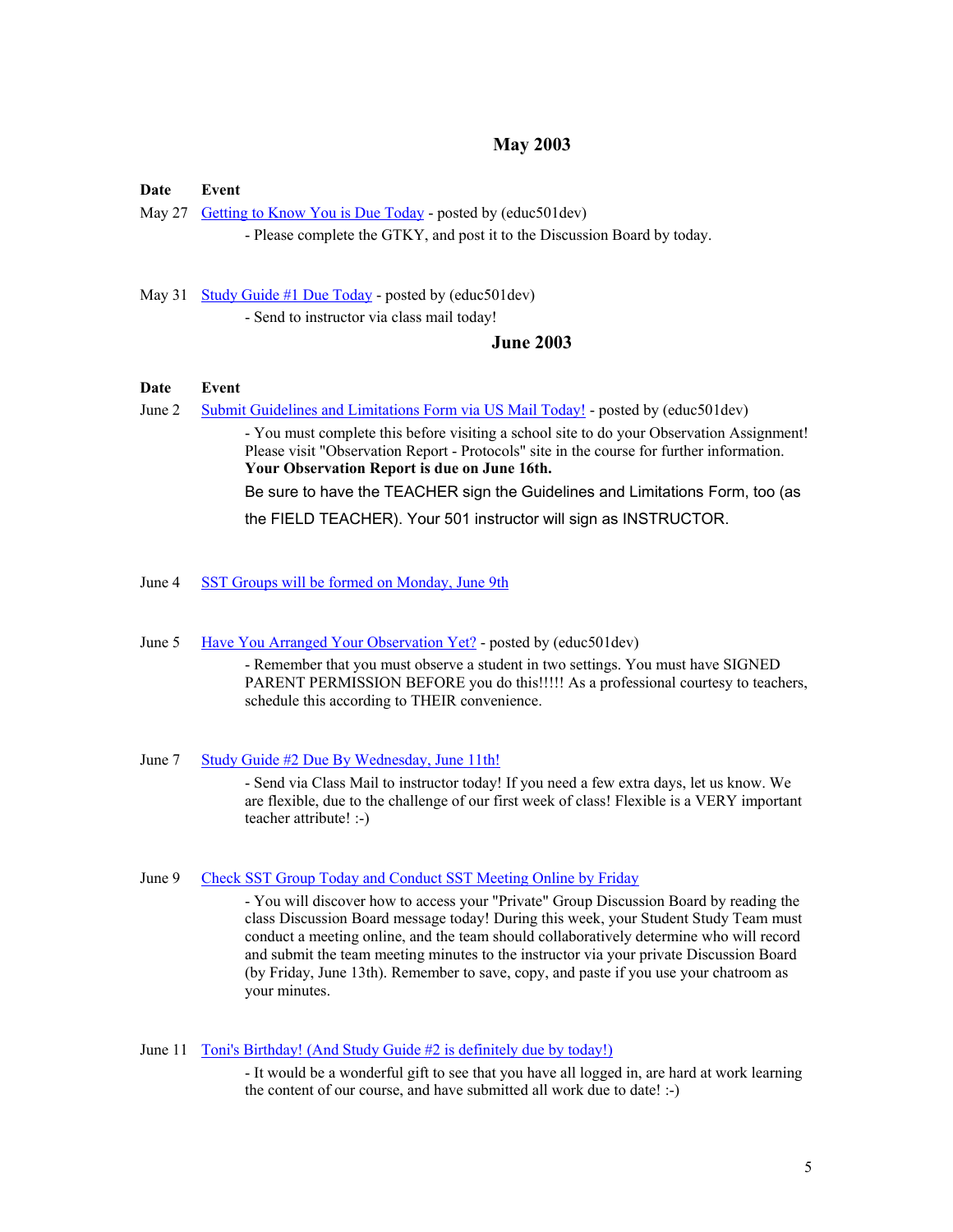## May 2003

| Date | Event |
|---|---|
| May 27 | Getting to Know You is Due Today - posted by (educ501dev)<br>- Please complete the GTKY, and post it to the Discussion Board by today. |
| May 31 | Study Guide #1 Due Today - posted by (educ501dev)<br>- Send to instructor via class mail today! |

## June 2003

| Date | Event |
|---|---|
| June 2 | Submit Guidelines and Limitations Form via US Mail Today! - posted by (educ501dev)<br>- You must complete this before visiting a school site to do your Observation Assignment! Please visit "Observation Report - Protocols" site in the course for further information. **Your Observation Report is due on June 16th.**<br>Be sure to have the TEACHER sign the Guidelines and Limitations Form, too (as the FIELD TEACHER). Your 501 instructor will sign as INSTRUCTOR. |
| June 4 | SST Groups will be formed on Monday, June 9th |
| June 5 | Have You Arranged Your Observation Yet? - posted by (educ501dev)<br>- Remember that you must observe a student in two settings. You must have SIGNED PARENT PERMISSION BEFORE you do this!!!!! As a professional courtesy to teachers, schedule this according to THEIR convenience. |
| June 7 | Study Guide #2 Due By Wednesday, June 11th!<br>- Send via Class Mail to instructor today! If you need a few extra days, let us know. We are flexible, due to the challenge of our first week of class! Flexible is a VERY important teacher attribute! :-) |
| June 9 | Check SST Group Today and Conduct SST Meeting Online by Friday<br>- You will discover how to access your "Private" Group Discussion Board by reading the class Discussion Board message today! During this week, your Student Study Team must conduct a meeting online, and the team should collaboratively determine who will record and submit the team meeting minutes to the instructor via your private Discussion Board (by Friday, June 13th). Remember to save, copy, and paste if you use your chatroom as your minutes. |
| June 11 | Toni's Birthday! (And Study Guide #2 is definitely due by today!)<br>- It would be a wonderful gift to see that you have all logged in, are hard at work learning the content of our course, and have submitted all work due to date! :-) |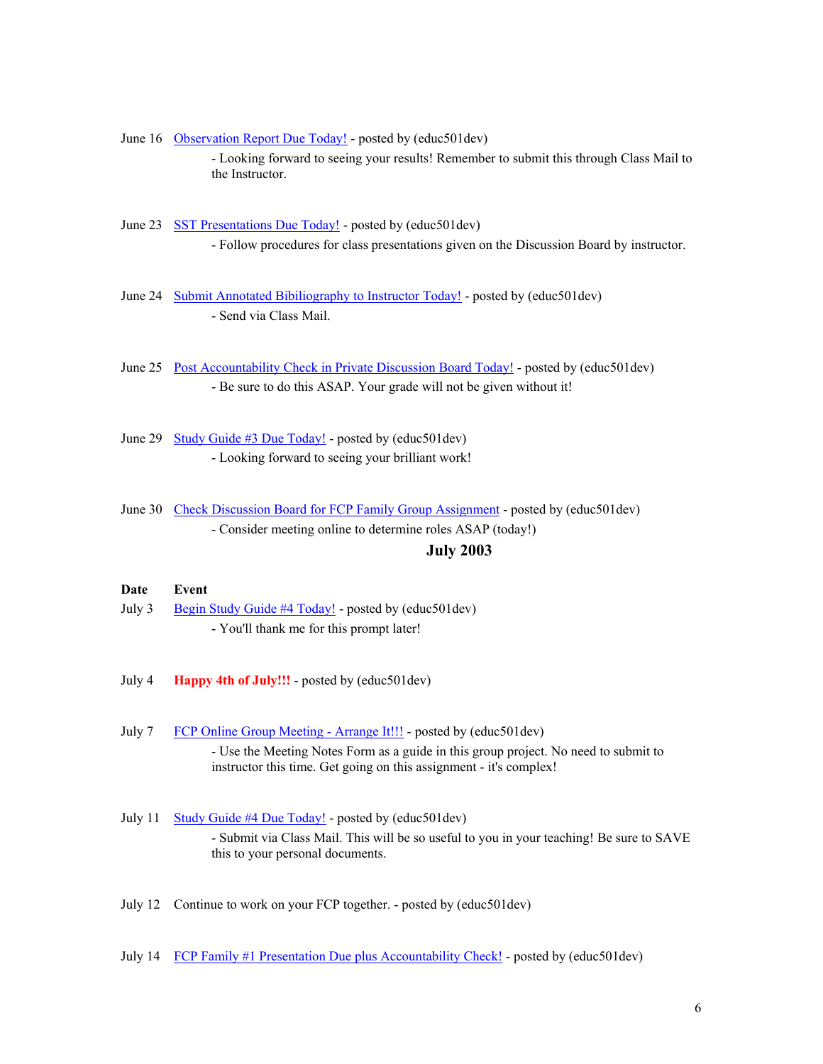June 16 Observation Report Due Today! - posted by (educ501dev)

- Looking forward to seeing your results! Remember to submit this through Class Mail to the Instructor.

June 23 SST Presentations Due Today! - posted by (educ501dev)

- Follow procedures for class presentations given on the Discussion Board by instructor.

June 24 Submit Annotated Bibiliography to Instructor Today! - posted by (educ501dev)

- Send via Class Mail.

June 25 Post Accountability Check in Private Discussion Board Today! - posted by (educ501dev)

- Be sure to do this ASAP. Your grade will not be given without it!

June 29 Study Guide #3 Due Today! - posted by (educ501dev)

- Looking forward to seeing your brilliant work!

June 30 Check Discussion Board for FCP Family Group Assignment - posted by (educ501dev)

- Consider meeting online to determine roles ASAP (today!)

## July 2003

**Date** **Event**

July 3 Begin Study Guide #4 Today! - posted by (educ501dev)

- You'll thank me for this prompt later!

July 4 **Happy 4th of July!!!** - posted by (educ501dev)

July 7 FCP Online Group Meeting - Arrange It!!! - posted by (educ501dev)

- Use the Meeting Notes Form as a guide in this group project. No need to submit to instructor this time. Get going on this assignment - it's complex!

July 11 Study Guide #4 Due Today! - posted by (educ501dev)

- Submit via Class Mail. This will be so useful to you in your teaching! Be sure to SAVE this to your personal documents.

July 12 Continue to work on your FCP together. - posted by (educ501dev)

July 14 FCP Family #1 Presentation Due plus Accountability Check! - posted by (educ501dev)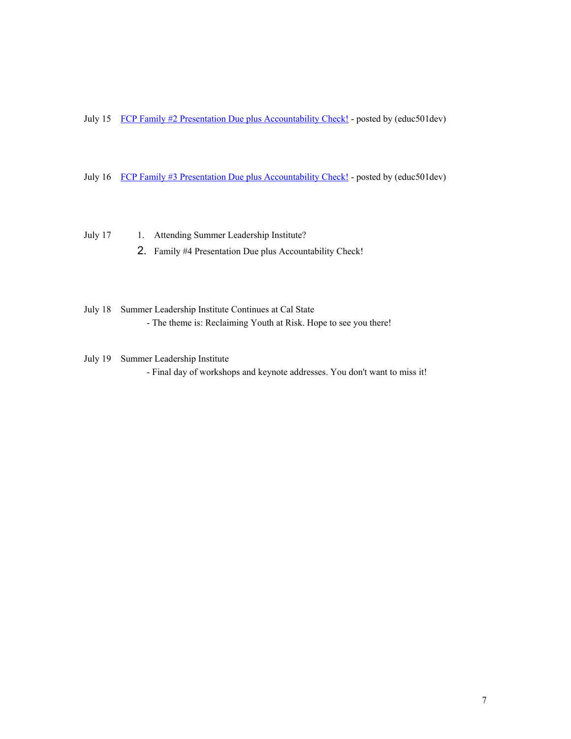July 15 [FCP Family #2 Presentation Due plus Accountability Check!]() - posted by (educ501dev)

July 16 [FCP Family #3 Presentation Due plus Accountability Check!]() - posted by (educ501dev)

July 17
1. Attending Summer Leadership Institute?
2. Family #4 Presentation Due plus Accountability Check!

July 18 Summer Leadership Institute Continues at Cal State
- The theme is: Reclaiming Youth at Risk. Hope to see you there!

July 19 Summer Leadership Institute
- Final day of workshops and keynote addresses. You don't want to miss it!